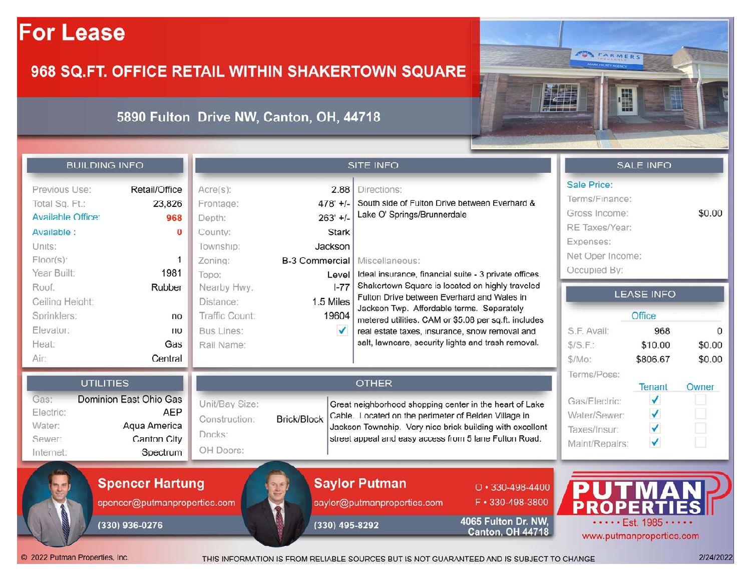# For Lease

## 968 SQ.FT. OFFICE RETAIL WITHIN SHAKERTOWN SQUARE

### 5890 Fulton Drive NW, Canton, OH, 44718

## BUILDING INFO

| | |
|---|---|
| Previous Use: | Retail/Office |
| Total Sq. Ft.: | 23,826 |
| Available Office: | 968 |
| Available : | 0 |
| Units: | |
| Floor(s): | 1 |
| Year Built: | 1981 |
| Roof: | Rubber |
| Ceiling Height: | |
| Sprinklers: | no |
| Elevator: | no |
| Heat: | Gas |
| Air: | Central |

## SITE INFO

| | |
|---|---|
| Acre(s): | 2.88 |
| Frontage: | 478' +/- |
| Depth: | 263' +/- |
| County: | Stark |
| Township: | Jackson |
| Zoning: | B-3 Commercial |
| Topo: | Level |
| Nearby Hwy. | I-77 |
| Distance: | 1.5 Miles |
| Traffic Count: | 19604 |
| Bus Lines: | ✓ |
| Rail Name: | |

Directions:
South side of Fulton Drive between Everhard & Lake O' Springs/Brunnerdale

Miscellaneous:
Ideal insurance, financial suite - 3 private offices. Shakertown Square is located on highly traveled Fulton Drive between Everhard and Wales in Jackson Twp. Affordable terms. Separately metered utilities. CAM or $5.08 per sq.ft. includes real estate taxes, insurance, snow removal and salt, lawncare, security lights and trash removal.

## SALE INFO

| | |
|---|---|
| Sale Price: | |
| Terms/Finance: | |
| Gross Income: | $0.00 |
| RE Taxes/Year: | |
| Expenses: | |
| Net Oper Income: | |
| Occupied By: | |

## LEASE INFO

| | Office | |
|---|---|---|
| S.F. Avail: | 968 | 0 |
| $/S.F.: | $10.00 | $0.00 |
| $/Mo: | $806.67 | $0.00 |
| Terms/Poss: | | |

| | Tenant | Owner |
|---|---|---|
| Gas/Electric: | ✓ | |
| Water/Sewer: | ✓ | |
| Taxes/Insur: | ✓ | |
| Maint/Repairs: | ✓ | |

## UTILITIES

| | |
|---|---|
| Gas: | Dominion East Ohio Gas |
| Electric: | AEP |
| Water: | Aqua America |
| Sewer: | Canton City |
| Internet: | Spectrum |

## OTHER

| | |
|---|---|
| Unit/Bay Size: | |
| Construction: | Brick/Block |
| Docks: | |
| OH Doors: | |

Great neighborhood shopping center in the heart of Lake Cable. Located on the perimeter of Belden Village in Jackson Township. Very nice brick building with excellent street appeal and easy access from 5 lane Fulton Road.

**Spencer Hartung**
spencer@putmanproperties.com
(330) 936-0276

**Saylor Putman**
saylor@putmanproperties.com
(330) 495-8292

O • 330-498-4400
F • 330-498-3800

4065 Fulton Dr. NW,
Canton, OH 44718

**PUTMAN PROPERTIES**
Est. 1985
www.putmanproperties.com

© 2022 Putman Properties, Inc. THIS INFORMATION IS FROM RELIABLE SOURCES BUT IS NOT GUARANTEED AND IS SUBJECT TO CHANGE 2/24/2022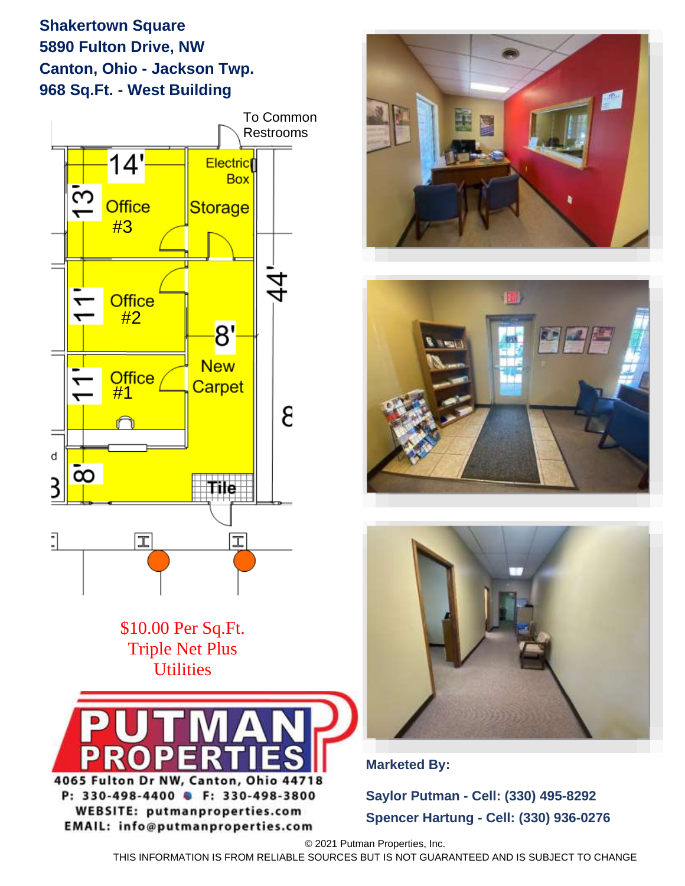**Shakertown Square**
**5890 Fulton Drive, NW**
**Canton, Ohio - Jackson Twp.**
**968 Sq.Ft. - West Building**

To Common Restrooms

14'
13'
Office #3
Electric Box
Storage
Office #2
11'
8'
44'
Office #1
11'
New Carpet
8'
Tile

$10.00 Per Sq.Ft.
Triple Net Plus
Utilities

**PUTMAN PROPERTIES**

4065 Fulton Dr NW, Canton, Ohio 44718
P: 330-498-4400 • F: 330-498-3800
WEBSITE: putmanproperties.com
EMAIL: info@putmanproperties.com

**Marketed By:**

**Saylor Putman - Cell: (330) 495-8292**
**Spencer Hartung - Cell: (330) 936-0276**

© 2021 Putman Properties, Inc.
THIS INFORMATION IS FROM RELIABLE SOURCES BUT IS NOT GUARANTEED AND IS SUBJECT TO CHANGE